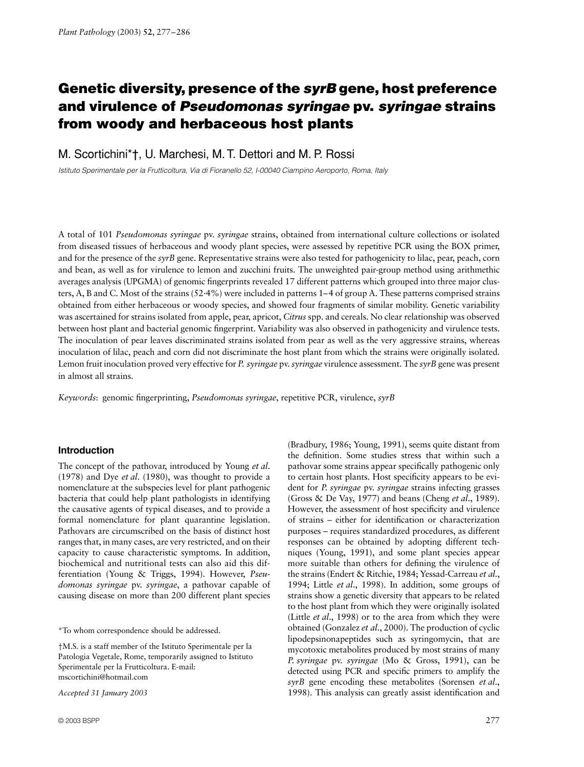# Genetic diversity, presence of the *syrB* gene, host preference and virulence of *Pseudomonas syringae* pv. *syringae* strains from woody and herbaceous host plants

M. Scortichini*†, U. Marchesi, M. T. Dettori and M. P. Rossi

*Istituto Sperimentale per la Frutticoltura, Via di Fioranello 52, I-00040 Ciampino Aeroporto, Roma, Italy*

A total of 101 *Pseudomonas syringae* pv. *syringae* strains, obtained from international culture collections or isolated from diseased tissues of herbaceous and woody plant species, were assessed by repetitive PCR using the BOX primer, and for the presence of the *syrB* gene. Representative strains were also tested for pathogenicity to lilac, pear, peach, corn and bean, as well as for virulence to lemon and zucchini fruits. The unweighted pair-group method using arithmetic averages analysis (UPGMA) of genomic fingerprints revealed 17 different patterns which grouped into three major clusters, A, B and C. Most of the strains (52·4%) were included in patterns 1–4 of group A. These patterns comprised strains obtained from either herbaceous or woody species, and showed four fragments of similar mobility. Genetic variability was ascertained for strains isolated from apple, pear, apricot, *Citrus* spp. and cereals. No clear relationship was observed between host plant and bacterial genomic fingerprint. Variability was also observed in pathogenicity and virulence tests. The inoculation of pear leaves discriminated strains isolated from pear as well as the very aggressive strains, whereas inoculation of lilac, peach and corn did not discriminate the host plant from which the strains were originally isolated. Lemon fruit inoculation proved very effective for *P. syringae* pv. *syringae* virulence assessment. The *syrB* gene was present in almost all strains.

*Keywords*: genomic fingerprinting, *Pseudomonas syringae*, repetitive PCR, virulence, *syrB*

## Introduction

The concept of the pathovar, introduced by Young *et al*. (1978) and Dye *et al*. (1980), was thought to provide a nomenclature at the subspecies level for plant pathogenic bacteria that could help plant pathologists in identifying the causative agents of typical diseases, and to provide a formal nomenclature for plant quarantine legislation. Pathovars are circumscribed on the basis of distinct host ranges that, in many cases, are very restricted, and on their capacity to cause characteristic symptoms. In addition, biochemical and nutritional tests can also aid this differentiation (Young & Triggs, 1994). However, *Pseudomonas syringae* pv. *syringae*, a pathovar capable of causing disease on more than 200 different plant species (Bradbury, 1986; Young, 1991), seems quite distant from the definition. Some studies stress that within such a pathovar some strains appear specifically pathogenic only to certain host plants. Host specificity appears to be evident for *P. syringae* pv. *syringae* strains infecting grasses (Gross & De Vay, 1977) and beans (Cheng *et al*., 1989). However, the assessment of host specificity and virulence of strains – either for identification or characterization purposes – requires standardized procedures, as different responses can be obtained by adopting different techniques (Young, 1991), and some plant species appear more suitable than others for defining the virulence of the strains (Endert & Ritchie, 1984; Yessad-Carreau *et al*., 1994; Little *et al*., 1998). In addition, some groups of strains show a genetic diversity that appears to be related to the host plant from which they were originally isolated (Little *et al*., 1998) or to the area from which they were obtained (Gonzalez *et al*., 2000). The production of cyclic lipodepsinonapeptides such as syringomycin, that are mycotoxic metabolites produced by most strains of many *P. syringae* pv. *syringae* (Mo & Gross, 1991), can be detected using PCR and specific primers to amplify the *syrB* gene encoding these metabolites (Sorensen *et al*., 1998). This analysis can greatly assist identification and

*To whom correspondence should be addressed.

†M.S. is a staff member of the Istituto Sperimentale per la Patologia Vegetale, Rome, temporarily assigned to Istituto Sperimentale per la Frutticoltura. E-mail: mscortichini@hotmail.com

*Accepted 31 January 2003*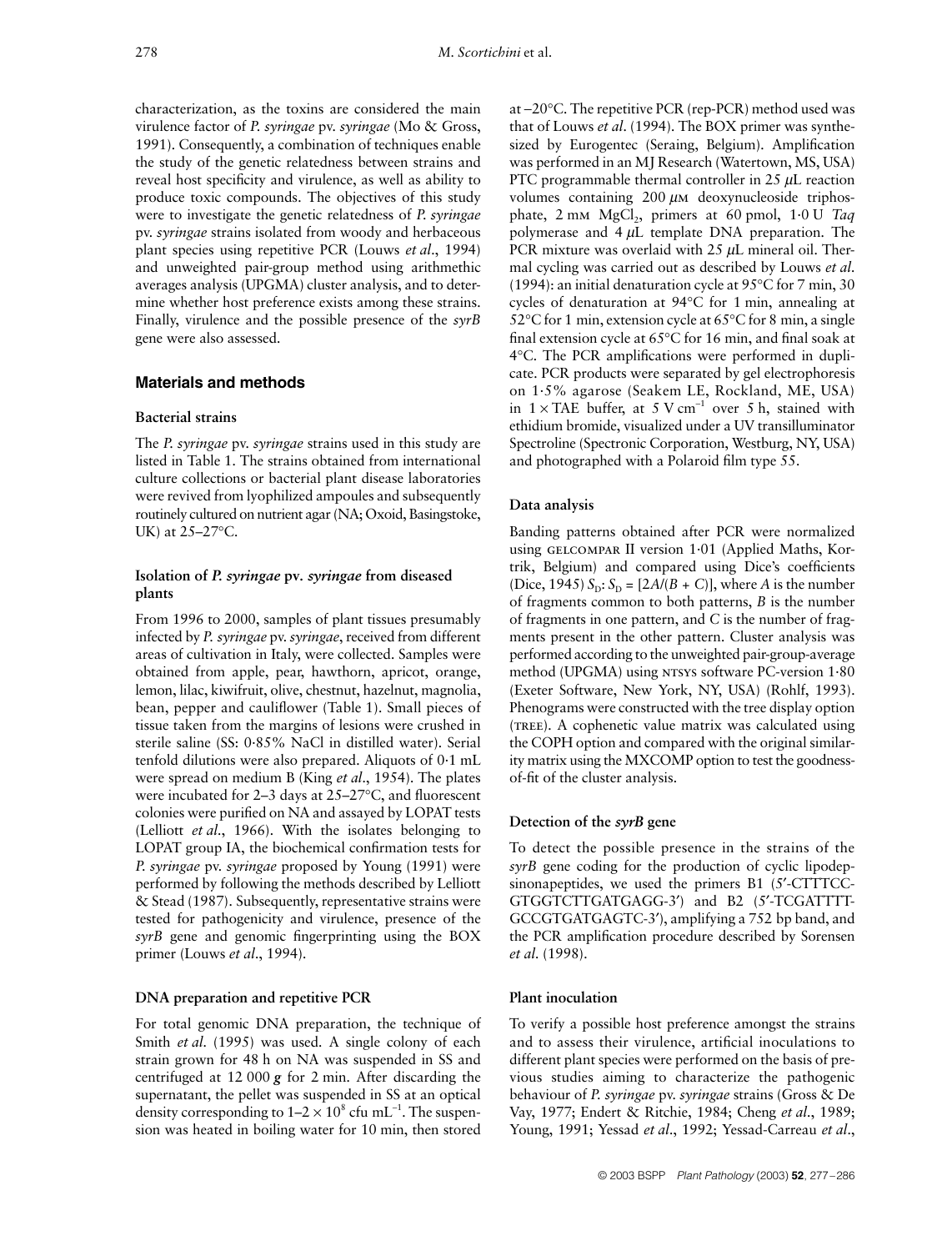characterization, as the toxins are considered the main virulence factor of *P. syringae* pv. *syringae* (Mo & Gross, 1991). Consequently, a combination of techniques enable the study of the genetic relatedness between strains and reveal host specificity and virulence, as well as ability to produce toxic compounds. The objectives of this study were to investigate the genetic relatedness of *P. syringae* pv. *syringae* strains isolated from woody and herbaceous plant species using repetitive PCR (Louws *et al*., 1994) and unweighted pair-group method using arithmethic averages analysis (UPGMA) cluster analysis, and to determine whether host preference exists among these strains. Finally, virulence and the possible presence of the *syrB* gene were also assessed.

## Materials and methods

### Bacterial strains

The *P. syringae* pv. *syringae* strains used in this study are listed in Table 1. The strains obtained from international culture collections or bacterial plant disease laboratories were revived from lyophilized ampoules and subsequently routinely cultured on nutrient agar (NA; Oxoid, Basingstoke, UK) at 25–27°C.

### Isolation of *P. syringae* pv. *syringae* from diseased plants

From 1996 to 2000, samples of plant tissues presumably infected by *P. syringae* pv. *syringae*, received from different areas of cultivation in Italy, were collected. Samples were obtained from apple, pear, hawthorn, apricot, orange, lemon, lilac, kiwifruit, olive, chestnut, hazelnut, magnolia, bean, pepper and cauliflower (Table 1). Small pieces of tissue taken from the margins of lesions were crushed in sterile saline (SS: 0·85% NaCl in distilled water). Serial tenfold dilutions were also prepared. Aliquots of 0·1 mL were spread on medium B (King *et al*., 1954). The plates were incubated for 2–3 days at 25–27°C, and fluorescent colonies were purified on NA and assayed by LOPAT tests (Lelliott *et al*., 1966). With the isolates belonging to LOPAT group IA, the biochemical confirmation tests for *P. syringae* pv. *syringae* proposed by Young (1991) were performed by following the methods described by Lelliott & Stead (1987). Subsequently, representative strains were tested for pathogenicity and virulence, presence of the *syrB* gene and genomic fingerprinting using the BOX primer (Louws *et al*., 1994).

### DNA preparation and repetitive PCR

For total genomic DNA preparation, the technique of Smith *et al*. (1995) was used. A single colony of each strain grown for 48 h on NA was suspended in SS and centrifuged at 12 000 ***g*** for 2 min. After discarding the supernatant, the pellet was suspended in SS at an optical density corresponding to $1–2 \times 10^8$ cfu $mL^{-1}$. The suspension was heated in boiling water for 10 min, then stored at −20°C. The repetitive PCR (rep-PCR) method used was that of Louws *et al*. (1994). The BOX primer was synthesized by Eurogentec (Seraing, Belgium). Amplification was performed in an MJ Research (Watertown, MS, USA) PTC programmable thermal controller in 25 µL reaction volumes containing 200 µM deoxynucleoside triphosphate, 2 mM $MgCl_2$, primers at 60 pmol, 1·0 U *Taq* polymerase and 4 µL template DNA preparation. The PCR mixture was overlaid with 25 µL mineral oil. Thermal cycling was carried out as described by Louws *et al.* (1994): an initial denaturation cycle at 95°C for 7 min, 30 cycles of denaturation at 94°C for 1 min, annealing at 52°C for 1 min, extension cycle at 65°C for 8 min, a single final extension cycle at 65°C for 16 min, and final soak at 4°C. The PCR amplifications were performed in duplicate. PCR products were separated by gel electrophoresis on 1·5% agarose (Seakem LE, Rockland, ME, USA) in 1 × TAE buffer, at 5 V $cm^{-1}$ over 5 h, stained with ethidium bromide, visualized under a UV transilluminator Spectroline (Spectronic Corporation, Westburg, NY, USA) and photographed with a Polaroid film type 55.

### Data analysis

Banding patterns obtained after PCR were normalized using GELCOMPAR II version 1·01 (Applied Maths, Kortrik, Belgium) and compared using Dice's coefficients (Dice, 1945) $S_D$: $S_D = [2A/(B + C)]$, where $A$ is the number of fragments common to both patterns, $B$ is the number of fragments in one pattern, and $C$ is the number of fragments present in the other pattern. Cluster analysis was performed according to the unweighted pair-group-average method (UPGMA) using NTSYS software PC-version 1·80 (Exeter Software, New York, NY, USA) (Rohlf, 1993). Phenograms were constructed with the tree display option (TREE). A cophenetic value matrix was calculated using the COPH option and compared with the original similarity matrix using the MXCOMP option to test the goodness-of-fit of the cluster analysis.

### Detection of the *syrB* gene

To detect the possible presence in the strains of the *syrB* gene coding for the production of cyclic lipodepsinonapeptides, we used the primers B1 (5′-CTTTCC-GTGGTCTTGATGAGG-3′) and B2 (5′-TCGATTTT-GCCGTGATGAGTC-3′), amplifying a 752 bp band, and the PCR amplification procedure described by Sorensen *et al.* (1998).

### Plant inoculation

To verify a possible host preference amongst the strains and to assess their virulence, artificial inoculations to different plant species were performed on the basis of previous studies aiming to characterize the pathogenic behaviour of *P. syringae* pv. *syringae* strains (Gross & De Vay, 1977; Endert & Ritchie, 1984; Cheng *et al*., 1989; Young, 1991; Yessad *et al*., 1992; Yessad-Carreau *et al*.,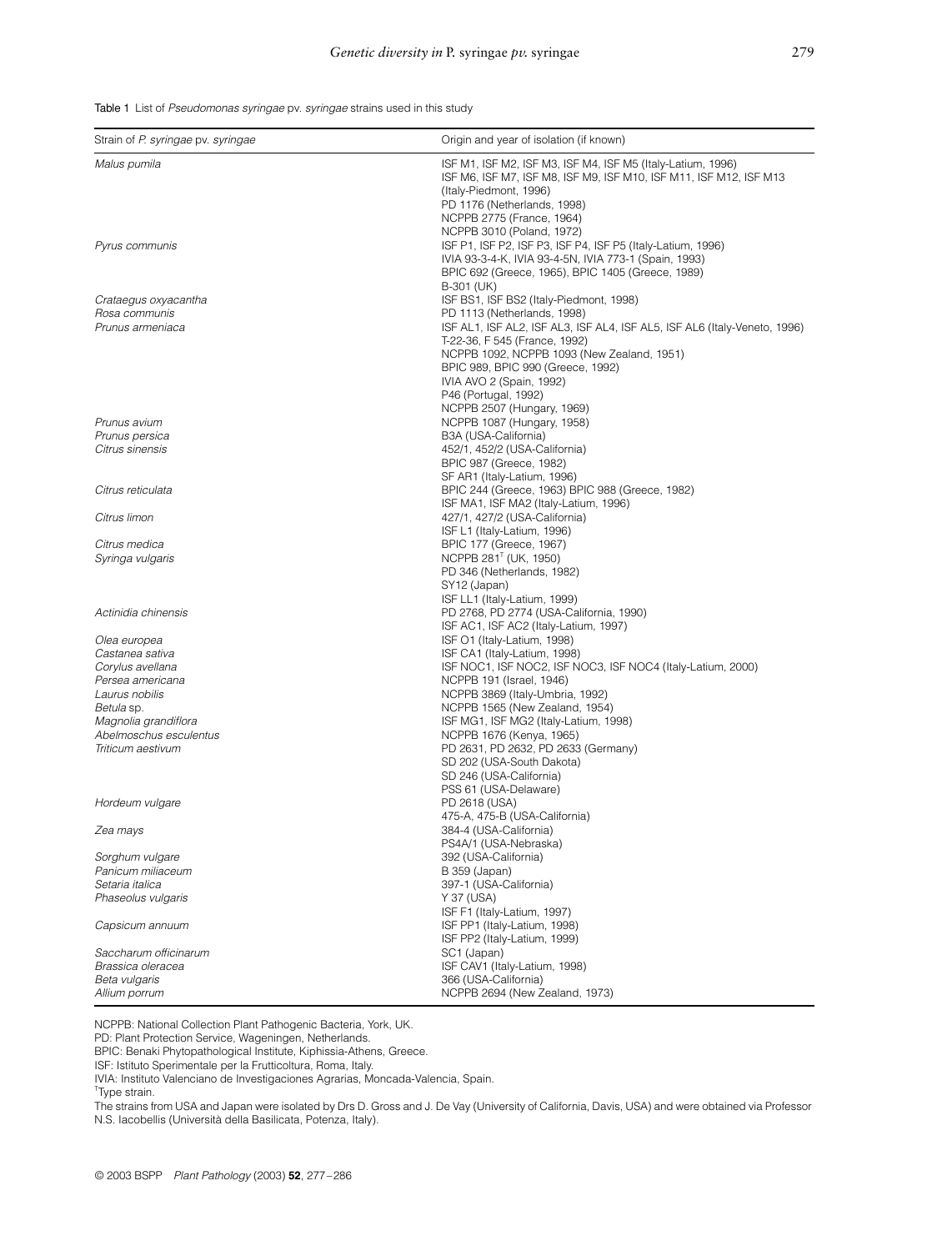Table 1 List of *Pseudomonas syringae* pv. *syringae* strains used in this study

| Strain of *P. syringae* pv. *syringae* | Origin and year of isolation (if known) |
|---|---|
| *Malus pumila* | ISF M1, ISF M2, ISF M3, ISF M4, ISF M5 (Italy-Latium, 1996) |
| | ISF M6, ISF M7, ISF M8, ISF M9, ISF M10, ISF M11, ISF M12, ISF M13 (Italy-Piedmont, 1996) |
| | PD 1176 (Netherlands, 1998) |
| | NCPPB 2775 (France, 1964) |
| | NCPPB 3010 (Poland, 1972) |
| *Pyrus communis* | ISF P1, ISF P2, ISF P3, ISF P4, ISF P5 (Italy-Latium, 1996) |
| | IVIA 93-3-4-K, IVIA 93-4-5N, IVIA 773-1 (Spain, 1993) |
| | BPIC 692 (Greece, 1965), BPIC 1405 (Greece, 1989) |
| | B-301 (UK) |
| *Crataegus oxyacantha* | ISF BS1, ISF BS2 (Italy-Piedmont, 1998) |
| *Rosa communis* | PD 1113 (Netherlands, 1998) |
| *Prunus armeniaca* | ISF AL1, ISF AL2, ISF AL3, ISF AL4, ISF AL5, ISF AL6 (Italy-Veneto, 1996) |
| | T-22-36, F 545 (France, 1992) |
| | NCPPB 1092, NCPPB 1093 (New Zealand, 1951) |
| | BPIC 989, BPIC 990 (Greece, 1992) |
| | IVIA AVO 2 (Spain, 1992) |
| | P46 (Portugal, 1992) |
| | NCPPB 2507 (Hungary, 1969) |
| *Prunus avium* | NCPPB 1087 (Hungary, 1958) |
| *Prunus persica* | B3A (USA-California) |
| *Citrus sinensis* | 452/1, 452/2 (USA-California) |
| | BPIC 987 (Greece, 1982) |
| | SF AR1 (Italy-Latium, 1996) |
| *Citrus reticulata* | BPIC 244 (Greece, 1963) BPIC 988 (Greece, 1982) |
| | ISF MA1, ISF MA2 (Italy-Latium, 1996) |
| *Citrus limon* | 427/1, 427/2 (USA-California) |
| | ISF L1 (Italy-Latium, 1996) |
| *Citrus medica* | BPIC 177 (Greece, 1967) |
| *Syringa vulgaris* | NCPPB 281[T] (UK, 1950) |
| | PD 346 (Netherlands, 1982) |
| | SY12 (Japan) |
| | ISF LL1 (Italy-Latium, 1999) |
| *Actinidia chinensis* | PD 2768, PD 2774 (USA-California, 1990) |
| | ISF AC1, ISF AC2 (Italy-Latium, 1997) |
| *Olea europea* | ISF O1 (Italy-Latium, 1998) |
| *Castanea sativa* | ISF CA1 (Italy-Latium, 1998) |
| *Corylus avellana* | ISF NOC1, ISF NOC2, ISF NOC3, ISF NOC4 (Italy-Latium, 2000) |
| *Persea americana* | NCPPB 191 (Israel, 1946) |
| *Laurus nobilis* | NCPPB 3869 (Italy-Umbria, 1992) |
| *Betula* sp. | NCPPB 1565 (New Zealand, 1954) |
| *Magnolia grandiflora* | ISF MG1, ISF MG2 (Italy-Latium, 1998) |
| *Abelmoschus esculentus* | NCPPB 1676 (Kenya, 1965) |
| *Triticum aestivum* | PD 2631, PD 2632, PD 2633 (Germany) |
| | SD 202 (USA-South Dakota) |
| | SD 246 (USA-California) |
| | PSS 61 (USA-Delaware) |
| *Hordeum vulgare* | PD 2618 (USA) |
| | 475-A, 475-B (USA-California) |
| *Zea mays* | 384-4 (USA-California) |
| | PS4A/1 (USA-Nebraska) |
| *Sorghum vulgare* | 392 (USA-California) |
| *Panicum miliaceum* | B 359 (Japan) |
| *Setaria italica* | 397-1 (USA-California) |
| *Phaseolus vulgaris* | Y 37 (USA) |
| | ISF F1 (Italy-Latium, 1997) |
| *Capsicum annuum* | ISF PP1 (Italy-Latium, 1998) |
| | ISF PP2 (Italy-Latium, 1999) |
| *Saccharum officinarum* | SC1 (Japan) |
| *Brassica oleracea* | ISF CAV1 (Italy-Latium, 1998) |
| *Beta vulgaris* | 366 (USA-California) |
| *Allium porrum* | NCPPB 2694 (New Zealand, 1973) |

NCPPB: National Collection Plant Pathogenic Bacteria, York, UK.
PD: Plant Protection Service, Wageningen, Netherlands.
BPIC: Benaki Phytopathological Institute, Kiphissia-Athens, Greece.
ISF: Istituto Sperimentale per la Frutticoltura, Roma, Italy.
IVIA: Instituto Valenciano de Investigaciones Agrarias, Moncada-Valencia, Spain.
[T]Type strain.
The strains from USA and Japan were isolated by Drs D. Gross and J. De Vay (University of California, Davis, USA) and were obtained via Professor N.S. Iacobellis (Università della Basilicata, Potenza, Italy).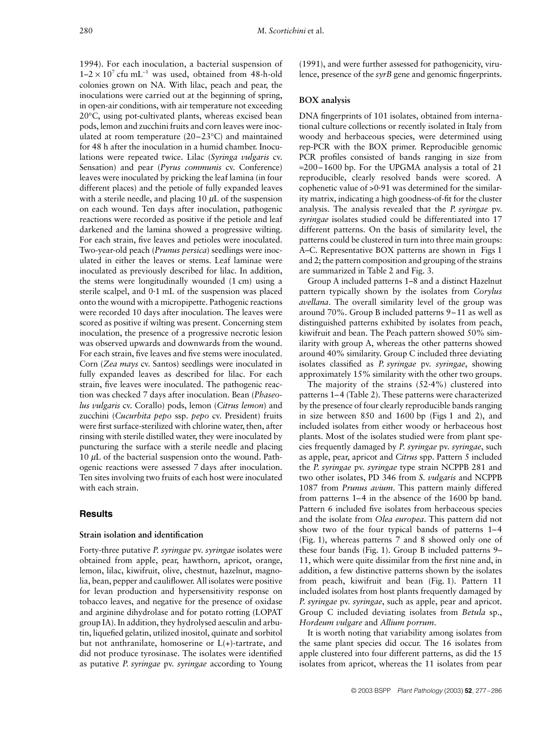1994). For each inoculation, a bacterial suspension of $1–2 \times 10^7$ cfu mL$^{-1}$ was used, obtained from 48-h-old colonies grown on NA. With lilac, peach and pear, the inoculations were carried out at the beginning of spring, in open-air conditions, with air temperature not exceeding 20°C, using pot-cultivated plants, whereas excised bean pods, lemon and zucchini fruits and corn leaves were inoculated at room temperature (20–23°C) and maintained for 48 h after the inoculation in a humid chamber. Inoculations were repeated twice. Lilac (*Syringa vulgaris* cv. Sensation) and pear (*Pyrus communis* cv. Conference) leaves were inoculated by pricking the leaf lamina (in four different places) and the petiole of fully expanded leaves with a sterile needle, and placing 10 $\mu$L of the suspension on each wound. Ten days after inoculation, pathogenic reactions were recorded as positive if the petiole and leaf darkened and the lamina showed a progressive wilting. For each strain, five leaves and petioles were inoculated. Two-year-old peach (*Prunus persica*) seedlings were inoculated in either the leaves or stems. Leaf laminae were inoculated as previously described for lilac. In addition, the stems were longitudinally wounded (1 cm) using a sterile scalpel, and 0·1 mL of the suspension was placed onto the wound with a micropipette. Pathogenic reactions were recorded 10 days after inoculation. The leaves were scored as positive if wilting was present. Concerning stem inoculation, the presence of a progressive necrotic lesion was observed upwards and downwards from the wound. For each strain, five leaves and five stems were inoculated. Corn (*Zea mays* cv. Santos) seedlings were inoculated in fully expanded leaves as described for lilac. For each strain, five leaves were inoculated. The pathogenic reaction was checked 7 days after inoculation. Bean (*Phaseolus vulgaris* cv. Corallo) pods, lemon (*Citrus lemon*) and zucchini (*Cucurbita pepo* ssp. *pepo* cv. President) fruits were first surface-sterilized with chlorine water, then, after rinsing with sterile distilled water, they were inoculated by puncturing the surface with a sterile needle and placing 10 $\mu$L of the bacterial suspension onto the wound. Pathogenic reactions were assessed 7 days after inoculation. Ten sites involving two fruits of each host were inoculated with each strain.

## Results

### Strain isolation and identification

Forty-three putative *P. syringae* pv. *syringae* isolates were obtained from apple, pear, hawthorn, apricot, orange, lemon, lilac, kiwifruit, olive, chestnut, hazelnut, magnolia, bean, pepper and cauliflower. All isolates were positive for levan production and hypersensitivity response on tobacco leaves, and negative for the presence of oxidase and arginine dihydrolase and for potato rotting (LOPAT group IA). In addition, they hydrolysed aesculin and arbutin, liquefied gelatin, utilized inositol, quinate and sorbitol but not anthranilate, homoserine or L(+)-tartrate, and did not produce tyrosinase. The isolates were identified as putative *P. syringae* pv. *syringae* according to Young (1991), and were further assessed for pathogenicity, virulence, presence of the *syrB* gene and genomic fingerprints.

### BOX analysis

DNA fingerprints of 101 isolates, obtained from international culture collections or recently isolated in Italy from woody and herbaceous species, were determined using rep-PCR with the BOX primer. Reproducible genomic PCR profiles consisted of bands ranging in size from ≈200–1600 bp. For the UPGMA analysis a total of 21 reproducible, clearly resolved bands were scored. A cophenetic value of >0·91 was determined for the similarity matrix, indicating a high goodness-of-fit for the cluster analysis. The analysis revealed that the *P. syringae* pv. *syringae* isolates studied could be differentiated into 17 different patterns. On the basis of similarity level, the patterns could be clustered in turn into three main groups: A–C. Representative BOX patterns are shown in Figs 1 and 2; the pattern composition and grouping of the strains are summarized in Table 2 and Fig. 3.

Group A included patterns 1–8 and a distinct Hazelnut pattern typically shown by the isolates from *Corylus avellana*. The overall similarity level of the group was around 70%. Group B included patterns 9–11 as well as distinguished patterns exhibited by isolates from peach, kiwifruit and bean. The Peach pattern showed 50% similarity with group A, whereas the other patterns showed around 40% similarity. Group C included three deviating isolates classified as *P. syringae* pv. *syringae*, showing approximately 15% similarity with the other two groups.

The majority of the strains (52·4%) clustered into patterns 1–4 (Table 2). These patterns were characterized by the presence of four clearly reproducible bands ranging in size between 850 and 1600 bp (Figs 1 and 2), and included isolates from either woody or herbaceous host plants. Most of the isolates studied were from plant species frequently damaged by *P. syringae* pv. *syringae*, such as apple, pear, apricot and *Citrus* spp. Pattern 5 included the *P. syringae* pv. *syringae* type strain NCPPB 281 and two other isolates, PD 346 from *S. vulgaris* and NCPPB 1087 from *Prunus avium*. This pattern mainly differed from patterns 1–4 in the absence of the 1600 bp band. Pattern 6 included five isolates from herbaceous species and the isolate from *Olea europea*. This pattern did not show two of the four typical bands of patterns 1–4 (Fig. 1), whereas patterns 7 and 8 showed only one of these four bands (Fig. 1). Group B included patterns 9–11, which were quite dissimilar from the first nine and, in addition, a few distinctive patterns shown by the isolates from peach, kiwifruit and bean (Fig. 1). Pattern 11 included isolates from host plants frequently damaged by *P. syringae* pv. *syringae*, such as apple, pear and apricot. Group C included deviating isolates from *Betula* sp., *Hordeum vulgare* and *Allium porrum*.

It is worth noting that variability among isolates from the same plant species did occur. The 16 isolates from apple clustered into four different patterns, as did the 15 isolates from apricot, whereas the 11 isolates from pear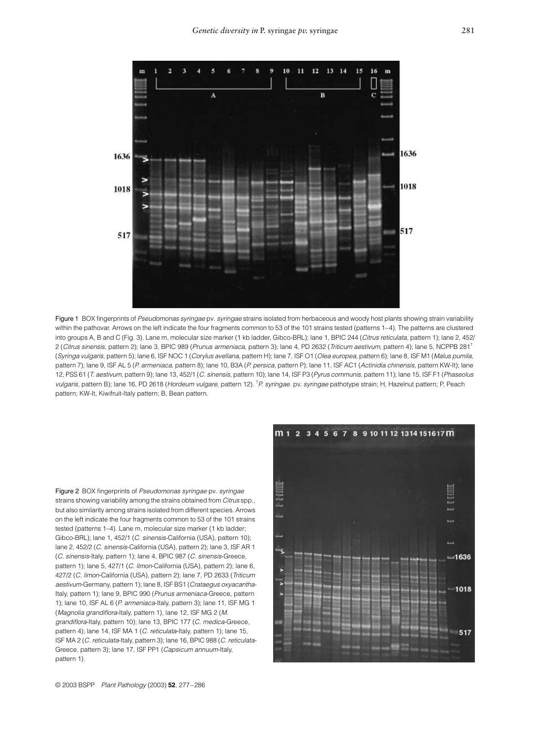Figure 1 BOX fingerprints of *Pseudomonas syringae* pv. *syringae* strains isolated from herbaceous and woody host plants showing strain variability within the pathovar. Arrows on the left indicate the four fragments common to 53 of the 101 strains tested (patterns 1–4). The patterns are clustered into groups A, B and C (Fig. 3). Lane m, molecular size marker (1 kb ladder, Gibco-BRL); lane 1, BPIC 244 (*Citrus reticulata*, pattern 1); lane 2, 452/2 (*Citrus sinensis*, pattern 2); lane 3, BPIC 989 (*Prunus armeniaca*, pattern 3); lane 4, PD 2632 (*Triticum aestivum*, pattern 4); lane 5, NCPPB 281[T] (*Syringa vulgaris*, pattern 5); lane 6, ISF NOC 1 (*Corylus avellana*, pattern H); lane 7, ISF O1 (*Olea europea*, pattern 6); lane 8, ISF M1 (*Malus pumila*, pattern 7); lane 9, ISF AL 5 (*P. armeniaca*, pattern 8); lane 10, B3A (*P. persica*, pattern P); lane 11, ISF AC1 (*Actinidia chinensis*, pattern KW-It); lane 12, PSS 61 (*T. aestivum*, pattern 9); lane 13, 452/1 (*C. sinensis*, pattern 10); lane 14, ISF P3 (*Pyrus communis*, pattern 11); lane 15, ISF F1 (*Phaseolus vulgaris*, pattern B); lane 16, PD 2618 (*Hordeum vulgare*, pattern 12). [T]*P. syringae*. pv. *syringae* pathotype strain; H, Hazelnut pattern; P, Peach pattern; KW-It, Kiwifruit-Italy pattern; B, Bean pattern.

Figure 2 BOX fingerprints of *Pseudomonas syringae* pv. *syringae* strains showing variability among the strains obtained from *Citrus* spp., but also similarity among strains isolated from different species. Arrows on the left indicate the four fragments common to 53 of the 101 strains tested (patterns 1–4). Lane m, molecular size marker (1 kb ladder; Gibco-BRL); lane 1, 452/1 (*C. sinensis*-California (USA), pattern 10); lane 2, 452/2 (*C. sinensis*-California (USA), pattern 2); lane 3, ISF AR 1 (*C. sinensis*-Italy, pattern 1); lane 4, BPIC 987 (*C. sinensis*-Greece, pattern 1); lane 5, 427/1 (*C. limon*-California (USA), pattern 2); lane 6, 427/2 (*C. limon*-California (USA), pattern 2); lane 7, PD 2633 (*Triticum aestivum*-Germany, pattern 1); lane 8, ISF BS1 (*Crataegus oxyacantha*-Italy, pattern 1); lane 9, BPIC 990 (*Prunus armeniaca*-Greece, pattern 1); lane 10, ISF AL 6 (*P. armeniaca*-Italy, pattern 3); lane 11, ISF MG 1 (*Magnolia grandiflora*-Italy, pattern 1), lane 12, ISF MG 2 (*M. grandiflora*-Italy, pattern 10); lane 13, BPIC 177 (*C. medica*-Greece, pattern 4); lane 14, ISF MA 1 (*C. reticulata*-Italy, pattern 1); lane 15, ISF MA 2 (*C. reticulata*-Italy, pattern 3); lane 16, BPIC 988 (*C. reticulata*-Greece, pattern 3); lane 17, ISF PP1 (*Capsicum annuum*-Italy, pattern 1).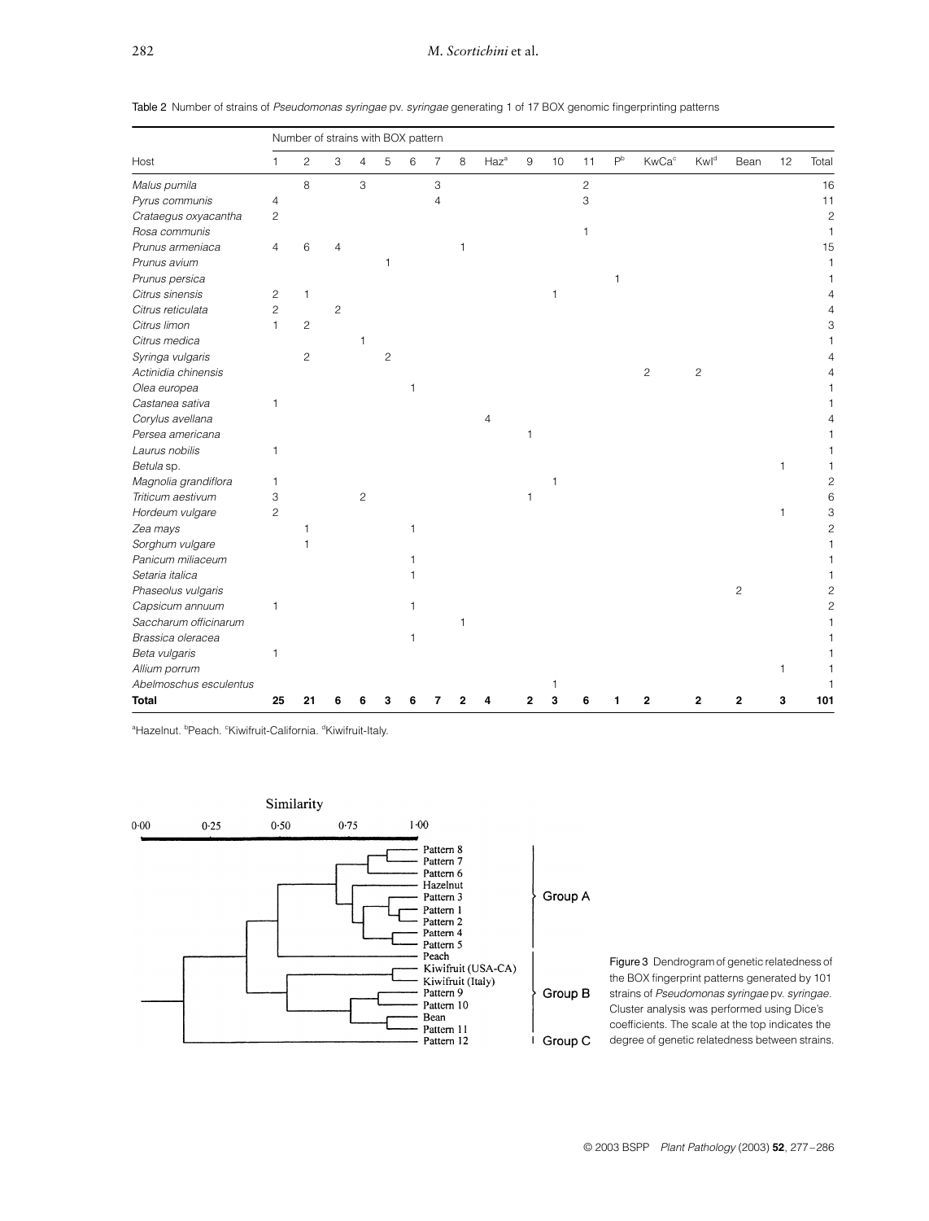Table 2 Number of strains of *Pseudomonas syringae* pv. *syringae* generating 1 of 17 BOX genomic fingerprinting patterns

| Host | Number of strains with BOX pattern | | | | | | | | | | | | | | | | | |
|---|---|---|---|---|---|---|---|---|---|---|---|---|---|---|---|---|---|---|
| | 1 | 2 | 3 | 4 | 5 | 6 | 7 | 8 | Haz[a] | 9 | 10 | 11 | P[b] | KwCa[c] | KwI[d] | Bean | 12 | Total |
| *Malus pumila* | | 8 | | 3 | | | 3 | | | | | 2 | | | | | | 16 |
| *Pyrus communis* | 4 | | | | | | 4 | | | | | 3 | | | | | | 11 |
| *Crataegus oxyacantha* | 2 | | | | | | | | | | | | | | | | | 2 |
| *Rosa communis* | | | | | | | | | | | | 1 | | | | | | 1 |
| *Prunus armeniaca* | 4 | 6 | 4 | | | | | 1 | | | | | | | | | | 15 |
| *Prunus avium* | | | | | 1 | | | | | | | | | | | | | 1 |
| *Prunus persica* | | | | | | | | | | | | | 1 | | | | | 1 |
| *Citrus sinensis* | 2 | 1 | | | | | | | | | 1 | | | | | | | 4 |
| *Citrus reticulata* | 2 | | 2 | | | | | | | | | | | | | | | 4 |
| *Citrus limon* | 1 | 2 | | | | | | | | | | | | | | | | 3 |
| *Citrus medica* | | | | 1 | | | | | | | | | | | | | | 1 |
| *Syringa vulgaris* | | 2 | | | 2 | | | | | | | | | | | | | 4 |
| *Actinidia chinensis* | | | | | | | | | | | | | | 2 | 2 | | | 4 |
| *Olea europea* | | | | | | 1 | | | | | | | | | | | | 1 |
| *Castanea sativa* | 1 | | | | | | | | | | | | | | | | | 1 |
| *Corylus avellana* | | | | | | | | | 4 | | | | | | | | | 4 |
| *Persea americana* | | | | | | | | | | 1 | | | | | | | | 1 |
| *Laurus nobilis* | 1 | | | | | | | | | | | | | | | | | 1 |
| *Betula* sp. | | | | | | | | | | | | | | | | | 1 | 1 |
| *Magnolia grandiflora* | 1 | | | | | | | | | | 1 | | | | | | | 2 |
| *Triticum aestivum* | 3 | | | 2 | | | | | | 1 | | | | | | | | 6 |
| *Hordeum vulgare* | 2 | | | | | | | | | | | | | | | | 1 | 3 |
| *Zea mays* | | 1 | | | | 1 | | | | | | | | | | | | 2 |
| *Sorghum vulgare* | | 1 | | | | | | | | | | | | | | | | 1 |
| *Panicum miliaceum* | | | | | | 1 | | | | | | | | | | | | 1 |
| *Setaria italica* | | | | | | 1 | | | | | | | | | | | | 1 |
| *Phaseolus vulgaris* | | | | | | | | | | | | | | | | 2 | | 2 |
| *Capsicum annuum* | 1 | | | | | 1 | | | | | | | | | | | | 2 |
| *Saccharum officinarum* | | | | | | | | 1 | | | | | | | | | | 1 |
| *Brassica oleracea* | | | | | | 1 | | | | | | | | | | | | 1 |
| *Beta vulgaris* | 1 | | | | | | | | | | | | | | | | | 1 |
| *Allium porrum* | | | | | | | | | | | | | | | | | 1 | 1 |
| *Abelmoschus esculentus* | | | | | | | | | | | 1 | | | | | | | 1 |
| **Total** | **25** | **21** | **6** | **6** | **3** | **6** | **7** | **2** | **4** | **2** | **3** | **6** | **1** | **2** | **2** | **2** | **3** | **101** |

[a]Hazelnut. [b]Peach. [c]Kiwifruit-California. [d]Kiwifruit-Italy.

Figure 3 Dendrogram of genetic relatedness of the BOX fingerprint patterns generated by 101 strains of *Pseudomonas syringae* pv. *syringae*. Cluster analysis was performed using Dice's coefficients. The scale at the top indicates the degree of genetic relatedness between strains.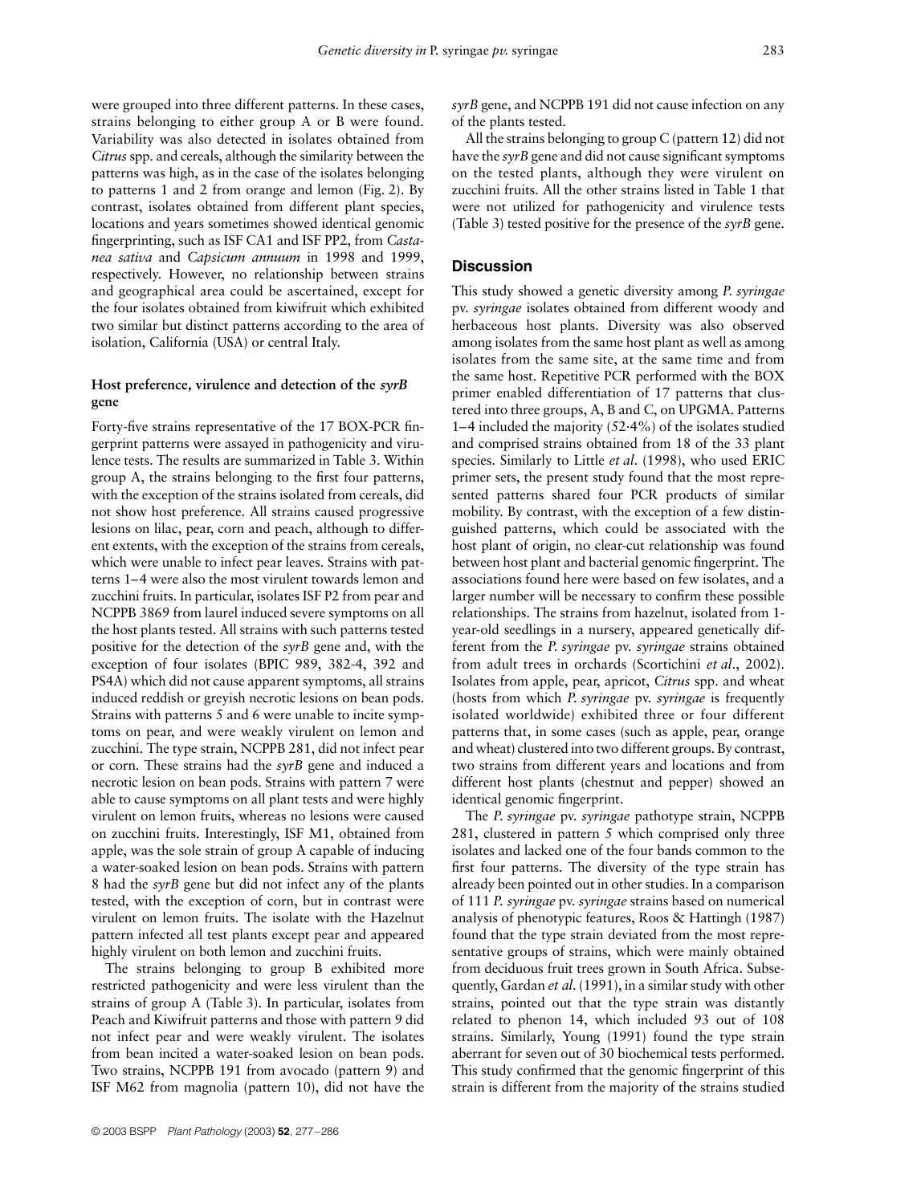were grouped into three different patterns. In these cases, strains belonging to either group A or B were found. Variability was also detected in isolates obtained from *Citrus* spp. and cereals, although the similarity between the patterns was high, as in the case of the isolates belonging to patterns 1 and 2 from orange and lemon (Fig. 2). By contrast, isolates obtained from different plant species, locations and years sometimes showed identical genomic fingerprinting, such as ISF CA1 and ISF PP2, from *Castanea sativa* and *Capsicum annuum* in 1998 and 1999, respectively. However, no relationship between strains and geographical area could be ascertained, except for the four isolates obtained from kiwifruit which exhibited two similar but distinct patterns according to the area of isolation, California (USA) or central Italy.

### Host preference, virulence and detection of the *syrB* gene

Forty-five strains representative of the 17 BOX-PCR fingerprint patterns were assayed in pathogenicity and virulence tests. The results are summarized in Table 3. Within group A, the strains belonging to the first four patterns, with the exception of the strains isolated from cereals, did not show host preference. All strains caused progressive lesions on lilac, pear, corn and peach, although to different extents, with the exception of the strains from cereals, which were unable to infect pear leaves. Strains with patterns 1–4 were also the most virulent towards lemon and zucchini fruits. In particular, isolates ISF P2 from pear and NCPPB 3869 from laurel induced severe symptoms on all the host plants tested. All strains with such patterns tested positive for the detection of the *syrB* gene and, with the exception of four isolates (BPIC 989, 382-4, 392 and PS4A) which did not cause apparent symptoms, all strains induced reddish or greyish necrotic lesions on bean pods. Strains with patterns 5 and 6 were unable to incite symptoms on pear, and were weakly virulent on lemon and zucchini. The type strain, NCPPB 281, did not infect pear or corn. These strains had the *syrB* gene and induced a necrotic lesion on bean pods. Strains with pattern 7 were able to cause symptoms on all plant tests and were highly virulent on lemon fruits, whereas no lesions were caused on zucchini fruits. Interestingly, ISF M1, obtained from apple, was the sole strain of group A capable of inducing a water-soaked lesion on bean pods. Strains with pattern 8 had the *syrB* gene but did not infect any of the plants tested, with the exception of corn, but in contrast were virulent on lemon fruits. The isolate with the Hazelnut pattern infected all test plants except pear and appeared highly virulent on both lemon and zucchini fruits.

The strains belonging to group B exhibited more restricted pathogenicity and were less virulent than the strains of group A (Table 3). In particular, isolates from Peach and Kiwifruit patterns and those with pattern 9 did not infect pear and were weakly virulent. The isolates from bean incited a water-soaked lesion on bean pods. Two strains, NCPPB 191 from avocado (pattern 9) and ISF M62 from magnolia (pattern 10), did not have the *syrB* gene, and NCPPB 191 did not cause infection on any of the plants tested.

All the strains belonging to group C (pattern 12) did not have the *syrB* gene and did not cause significant symptoms on the tested plants, although they were virulent on zucchini fruits. All the other strains listed in Table 1 that were not utilized for pathogenicity and virulence tests (Table 3) tested positive for the presence of the *syrB* gene.

## Discussion

This study showed a genetic diversity among *P. syringae* pv. *syringae* isolates obtained from different woody and herbaceous host plants. Diversity was also observed among isolates from the same host plant as well as among isolates from the same site, at the same time and from the same host. Repetitive PCR performed with the BOX primer enabled differentiation of 17 patterns that clustered into three groups, A, B and C, on UPGMA. Patterns 1–4 included the majority (52·4%) of the isolates studied and comprised strains obtained from 18 of the 33 plant species. Similarly to Little *et al*. (1998), who used ERIC primer sets, the present study found that the most represented patterns shared four PCR products of similar mobility. By contrast, with the exception of a few distinguished patterns, which could be associated with the host plant of origin, no clear-cut relationship was found between host plant and bacterial genomic fingerprint. The associations found here were based on few isolates, and a larger number will be necessary to confirm these possible relationships. The strains from hazelnut, isolated from 1-year-old seedlings in a nursery, appeared genetically different from the *P. syringae* pv. *syringae* strains obtained from adult trees in orchards (Scortichini *et al*., 2002). Isolates from apple, pear, apricot, *Citrus* spp. and wheat (hosts from which *P. syringae* pv. *syringae* is frequently isolated worldwide) exhibited three or four different patterns that, in some cases (such as apple, pear, orange and wheat) clustered into two different groups. By contrast, two strains from different years and locations and from different host plants (chestnut and pepper) showed an identical genomic fingerprint.

The *P. syringae* pv. *syringae* pathotype strain, NCPPB 281, clustered in pattern 5 which comprised only three isolates and lacked one of the four bands common to the first four patterns. The diversity of the type strain has already been pointed out in other studies. In a comparison of 111 *P. syringae* pv. *syringae* strains based on numerical analysis of phenotypic features, Roos & Hattingh (1987) found that the type strain deviated from the most representative groups of strains, which were mainly obtained from deciduous fruit trees grown in South Africa. Subsequently, Gardan *et al*. (1991), in a similar study with other strains, pointed out that the type strain was distantly related to phenon 14, which included 93 out of 108 strains. Similarly, Young (1991) found the type strain aberrant for seven out of 30 biochemical tests performed. This study confirmed that the genomic fingerprint of this strain is different from the majority of the strains studied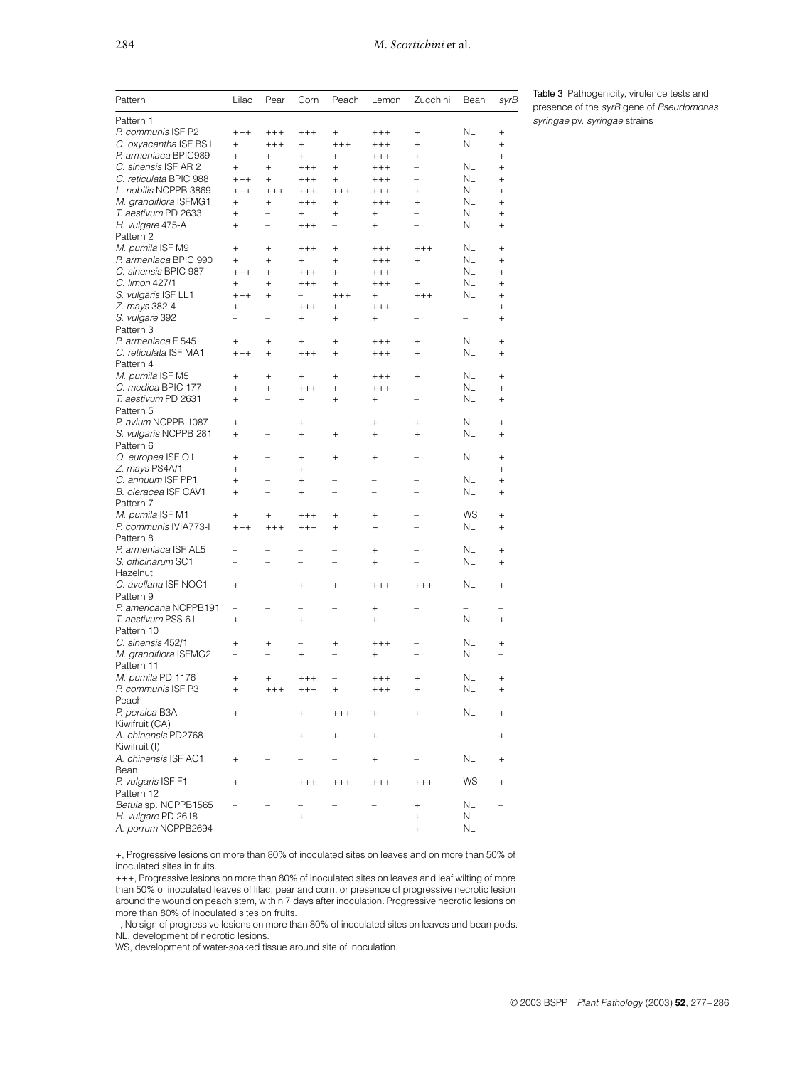Table 3 Pathogenicity, virulence tests and presence of the *syrB* gene of *Pseudomonas syringae* pv. *syringae* strains

| Pattern | Lilac | Pear | Corn | Peach | Lemon | Zucchini | Bean | *syrB* |
|---|---|---|---|---|---|---|---|---|
| Pattern 1 | | | | | | | | |
| *P. communis* ISF P2 | +++ | +++ | +++ | + | +++ | + | NL | + |
| *C. oxyacantha* ISF BS1 | + | +++ | + | +++ | +++ | + | NL | + |
| *P. armeniaca* BPIC989 | + | + | + | + | +++ | + | – | + |
| *C. sinensis* ISF AR 2 | + | + | +++ | + | +++ | – | NL | + |
| *C. reticulata* BPIC 988 | +++ | + | +++ | + | +++ | – | NL | + |
| *L. nobilis* NCPPB 3869 | +++ | +++ | +++ | +++ | +++ | + | NL | + |
| *M. grandiflora* ISFMG1 | + | + | +++ | + | +++ | + | NL | + |
| *T. aestivum* PD 2633 | + | – | + | + | + | – | NL | + |
| *H. vulgare* 475-A | + | – | +++ | – | + | – | NL | + |
| Pattern 2 | | | | | | | | |
| *M. pumila* ISF M9 | + | + | +++ | + | +++ | +++ | NL | + |
| *P. armeniaca* BPIC 990 | + | + | + | + | +++ | + | NL | + |
| *C. sinensis* BPIC 987 | +++ | + | +++ | + | +++ | – | NL | + |
| *C. limon* 427/1 | + | + | +++ | + | +++ | + | NL | + |
| *S. vulgaris* ISF LL1 | +++ | + | – | +++ | + | +++ | NL | + |
| *Z. mays* 382-4 | + | – | +++ | + | +++ | – | – | + |
| *S. vulgare* 392 | – | – | + | + | + | – | – | + |
| Pattern 3 | | | | | | | | |
| *P. armeniaca* F 545 | + | + | + | + | +++ | + | NL | + |
| *C. reticulata* ISF MA1 | +++ | + | +++ | + | +++ | + | NL | + |
| Pattern 4 | | | | | | | | |
| *M. pumila* ISF M5 | + | + | + | + | +++ | + | NL | + |
| *C. medica* BPIC 177 | + | + | +++ | + | +++ | – | NL | + |
| *T. aestivum* PD 2631 | + | – | + | + | + | – | NL | + |
| Pattern 5 | | | | | | | | |
| *P. avium* NCPPB 1087 | + | – | + | – | + | + | NL | + |
| *S. vulgaris* NCPPB 281 | + | – | + | + | + | + | NL | + |
| Pattern 6 | | | | | | | | |
| *O. europea* ISF O1 | + | – | + | + | + | – | NL | + |
| *Z. mays* PS4A/1 | + | – | + | – | – | – | – | + |
| *C. annuum* ISF PP1 | + | – | + | – | – | – | NL | + |
| *B. oleracea* ISF CAV1 | + | – | + | – | – | – | NL | + |
| Pattern 7 | | | | | | | | |
| *M. pumila* ISF M1 | + | + | +++ | + | + | – | WS | + |
| *P. communis* IVIA773-I | +++ | +++ | +++ | + | + | – | NL | + |
| Pattern 8 | | | | | | | | |
| *P. armeniaca* ISF AL5 | – | – | – | – | + | – | NL | + |
| *S. officinarum* SC1 | – | – | – | – | + | – | NL | + |
| Hazelnut | | | | | | | | |
| *C. avellana* ISF NOC1 | + | – | + | + | +++ | +++ | NL | + |
| Pattern 9 | | | | | | | | |
| *P. americana* NCPPB191 | – | – | – | – | + | – | – | – |
| *T. aestivum* PSS 61 | + | – | + | – | + | – | NL | + |
| Pattern 10 | | | | | | | | |
| *C. sinensis* 452/1 | + | + | – | + | +++ | – | NL | + |
| *M. grandiflora* ISFMG2 | – | – | + | – | + | – | NL | – |
| Pattern 11 | | | | | | | | |
| *M. pumila* PD 1176 | + | + | +++ | – | +++ | + | NL | + |
| *P. communis* ISF P3 | + | +++ | +++ | + | +++ | + | NL | + |
| Peach | | | | | | | | |
| *P. persica* B3A | + | – | + | +++ | + | + | NL | + |
| Kiwifruit (CA) | | | | | | | | |
| *A. chinensis* PD2768 | – | – | + | + | + | – | – | + |
| Kiwifruit (I) | | | | | | | | |
| *A. chinensis* ISF AC1 | + | – | – | – | + | – | NL | + |
| Bean | | | | | | | | |
| *P. vulgaris* ISF F1 | + | – | +++ | +++ | +++ | +++ | WS | + |
| Pattern 12 | | | | | | | | |
| *Betula* sp. NCPPB1565 | – | – | – | – | – | + | NL | – |
| *H. vulgare* PD 2618 | – | – | + | – | – | + | NL | – |
| *A. porrum* NCPPB2694 | – | – | – | – | – | + | NL | – |

+, Progressive lesions on more than 80% of inoculated sites on leaves and on more than 50% of inoculated sites in fruits.

+++, Progressive lesions on more than 80% of inoculated sites on leaves and leaf wilting of more than 50% of inoculated leaves of lilac, pear and corn, or presence of progressive necrotic lesion around the wound on peach stem, within 7 days after inoculation. Progressive necrotic lesions on more than 80% of inoculated sites on fruits.

–, No sign of progressive lesions on more than 80% of inoculated sites on leaves and bean pods.

NL, development of necrotic lesions.

WS, development of water-soaked tissue around site of inoculation.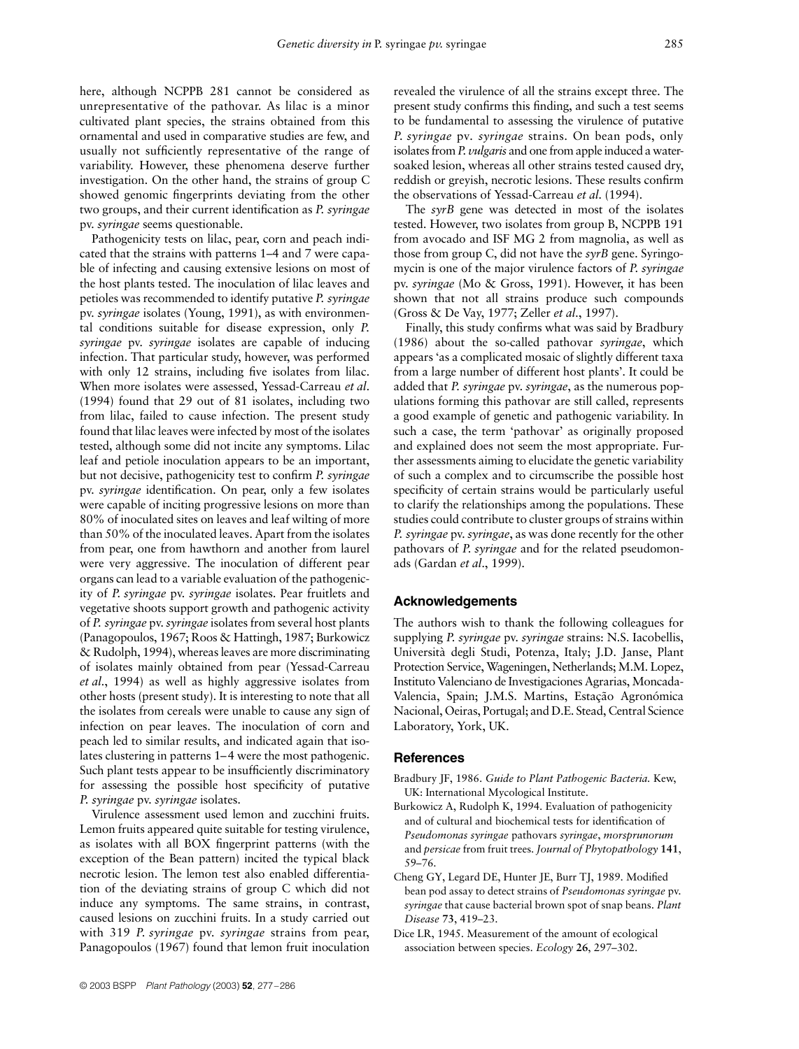here, although NCPPB 281 cannot be considered as unrepresentative of the pathovar. As lilac is a minor cultivated plant species, the strains obtained from this ornamental and used in comparative studies are few, and usually not sufficiently representative of the range of variability. However, these phenomena deserve further investigation. On the other hand, the strains of group C showed genomic fingerprints deviating from the other two groups, and their current identification as *P. syringae* pv. *syringae* seems questionable.

Pathogenicity tests on lilac, pear, corn and peach indicated that the strains with patterns 1–4 and 7 were capable of infecting and causing extensive lesions on most of the host plants tested. The inoculation of lilac leaves and petioles was recommended to identify putative *P. syringae* pv. *syringae* isolates (Young, 1991), as with environmental conditions suitable for disease expression, only *P. syringae* pv. *syringae* isolates are capable of inducing infection. That particular study, however, was performed with only 12 strains, including five isolates from lilac. When more isolates were assessed, Yessad-Carreau *et al*. (1994) found that 29 out of 81 isolates, including two from lilac, failed to cause infection. The present study found that lilac leaves were infected by most of the isolates tested, although some did not incite any symptoms. Lilac leaf and petiole inoculation appears to be an important, but not decisive, pathogenicity test to confirm *P. syringae* pv. *syringae* identification. On pear, only a few isolates were capable of inciting progressive lesions on more than 80% of inoculated sites on leaves and leaf wilting of more than 50% of the inoculated leaves. Apart from the isolates from pear, one from hawthorn and another from laurel were very aggressive. The inoculation of different pear organs can lead to a variable evaluation of the pathogenicity of *P. syringae* pv. *syringae* isolates. Pear fruitlets and vegetative shoots support growth and pathogenic activity of *P. syringae* pv. *syringae* isolates from several host plants (Panagopoulos, 1967; Roos & Hattingh, 1987; Burkowicz & Rudolph, 1994), whereas leaves are more discriminating of isolates mainly obtained from pear (Yessad-Carreau *et al*., 1994) as well as highly aggressive isolates from other hosts (present study). It is interesting to note that all the isolates from cereals were unable to cause any sign of infection on pear leaves. The inoculation of corn and peach led to similar results, and indicated again that isolates clustering in patterns 1–4 were the most pathogenic. Such plant tests appear to be insufficiently discriminatory for assessing the possible host specificity of putative *P. syringae* pv. *syringae* isolates.

Virulence assessment used lemon and zucchini fruits. Lemon fruits appeared quite suitable for testing virulence, as isolates with all BOX fingerprint patterns (with the exception of the Bean pattern) incited the typical black necrotic lesion. The lemon test also enabled differentiation of the deviating strains of group C which did not induce any symptoms. The same strains, in contrast, caused lesions on zucchini fruits. In a study carried out with 319 *P. syringae* pv. *syringae* strains from pear, Panagopoulos (1967) found that lemon fruit inoculation revealed the virulence of all the strains except three. The present study confirms this finding, and such a test seems to be fundamental to assessing the virulence of putative *P. syringae* pv. *syringae* strains. On bean pods, only isolates from *P. vulgaris* and one from apple induced a water-soaked lesion, whereas all other strains tested caused dry, reddish or greyish, necrotic lesions. These results confirm the observations of Yessad-Carreau *et al*. (1994).

The *syrB* gene was detected in most of the isolates tested. However, two isolates from group B, NCPPB 191 from avocado and ISF MG 2 from magnolia, as well as those from group C, did not have the *syrB* gene. Syringomycin is one of the major virulence factors of *P. syringae* pv. *syringae* (Mo & Gross, 1991). However, it has been shown that not all strains produce such compounds (Gross & De Vay, 1977; Zeller *et al*., 1997).

Finally, this study confirms what was said by Bradbury (1986) about the so-called pathovar *syringae*, which appears 'as a complicated mosaic of slightly different taxa from a large number of different host plants'. It could be added that *P. syringae* pv. *syringae*, as the numerous populations forming this pathovar are still called, represents a good example of genetic and pathogenic variability. In such a case, the term 'pathovar' as originally proposed and explained does not seem the most appropriate. Further assessments aiming to elucidate the genetic variability of such a complex and to circumscribe the possible host specificity of certain strains would be particularly useful to clarify the relationships among the populations. These studies could contribute to cluster groups of strains within *P. syringae* pv. *syringae*, as was done recently for the other pathovars of *P. syringae* and for the related pseudomonads (Gardan *et al*., 1999).

## Acknowledgements

The authors wish to thank the following colleagues for supplying *P. syringae* pv. *syringae* strains: N.S. Iacobellis, Università degli Studi, Potenza, Italy; J.D. Janse, Plant Protection Service, Wageningen, Netherlands; M.M. Lopez, Instituto Valenciano de Investigaciones Agrarias, Moncada-Valencia, Spain; J.M.S. Martins, Estação Agronómica Nacional, Oeiras, Portugal; and D.E. Stead, Central Science Laboratory, York, UK.

## References

Bradbury JF, 1986. *Guide to Plant Pathogenic Bacteria.* Kew, UK: International Mycological Institute.

Burkowicz A, Rudolph K, 1994. Evaluation of pathogenicity and of cultural and biochemical tests for identification of *Pseudomonas syringae* pathovars *syringae*, *morsprunorum* and *persicae* from fruit trees. *Journal of Phytopathology* **141**, 59–76.

Cheng GY, Legard DE, Hunter JE, Burr TJ, 1989. Modified bean pod assay to detect strains of *Pseudomonas syringae* pv. *syringae* that cause bacterial brown spot of snap beans. *Plant Disease* **73**, 419–23.

Dice LR, 1945. Measurement of the amount of ecological association between species. *Ecology* **26**, 297–302.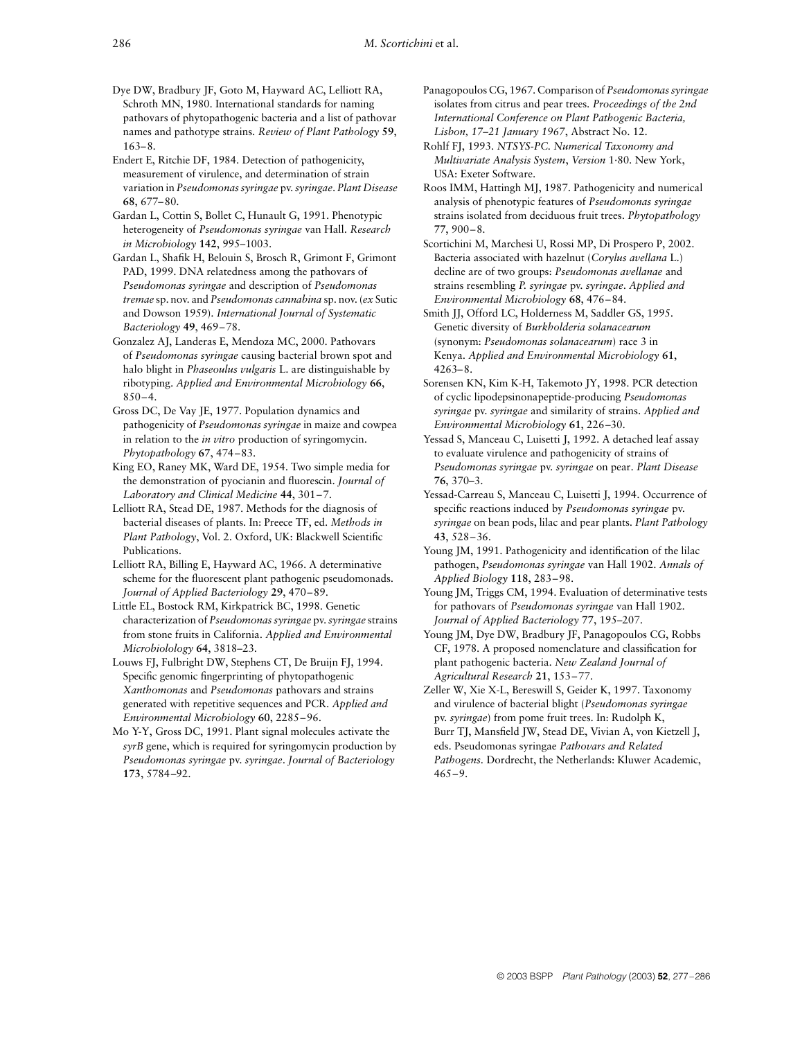Dye DW, Bradbury JF, Goto M, Hayward AC, Lelliott RA, Schroth MN, 1980. International standards for naming pathovars of phytopathogenic bacteria and a list of pathovar names and pathotype strains. *Review of Plant Pathology* **59**, 163–8.

Endert E, Ritchie DF, 1984. Detection of pathogenicity, measurement of virulence, and determination of strain variation in *Pseudomonas syringae* pv. *syringae*. *Plant Disease* **68**, 677–80.

Gardan L, Cottin S, Bollet C, Hunault G, 1991. Phenotypic heterogeneity of *Pseudomonas syringae* van Hall. *Research in Microbiology* **142**, 995–1003.

Gardan L, Shafik H, Belouin S, Brosch R, Grimont F, Grimont PAD, 1999. DNA relatedness among the pathovars of *Pseudomonas syringae* and description of *Pseudomonas tremae* sp. nov. and *Pseudomonas cannabina* sp. nov. (*ex* Sutic and Dowson 1959). *International Journal of Systematic Bacteriology* **49**, 469–78.

Gonzalez AJ, Landeras E, Mendoza MC, 2000. Pathovars of *Pseudomonas syringae* causing bacterial brown spot and halo blight in *Phaseoulus vulgaris* L. are distinguishable by ribotyping. *Applied and Environmental Microbiology* **66**, 850–4.

Gross DC, De Vay JE, 1977. Population dynamics and pathogenicity of *Pseudomonas syringae* in maize and cowpea in relation to the *in vitro* production of syringomycin. *Phytopathology* **67**, 474–83.

King EO, Raney MK, Ward DE, 1954. Two simple media for the demonstration of pyocianin and fluorescin. *Journal of Laboratory and Clinical Medicine* **44**, 301–7.

Lelliott RA, Stead DE, 1987. Methods for the diagnosis of bacterial diseases of plants. In: Preece TF, ed. *Methods in Plant Pathology*, Vol. 2. Oxford, UK: Blackwell Scientific Publications.

Lelliott RA, Billing E, Hayward AC, 1966. A determinative scheme for the fluorescent plant pathogenic pseudomonads. *Journal of Applied Bacteriology* **29**, 470–89.

Little EL, Bostock RM, Kirkpatrick BC, 1998. Genetic characterization of *Pseudomonas syringae* pv. *syringae* strains from stone fruits in California. *Applied and Environmental Microbiolology* **64**, 3818–23.

Louws FJ, Fulbright DW, Stephens CT, De Bruijn FJ, 1994. Specific genomic fingerprinting of phytopathogenic *Xanthomonas* and *Pseudomonas* pathovars and strains generated with repetitive sequences and PCR. *Applied and Environmental Microbiology* **60**, 2285–96.

Mo Y-Y, Gross DC, 1991. Plant signal molecules activate the *syrB* gene, which is required for syringomycin production by *Pseudomonas syringae* pv. *syringae*. *Journal of Bacteriology* **173**, 5784–92.

Panagopoulos CG, 1967. Comparison of *Pseudomonas syringae* isolates from citrus and pear trees. *Proceedings of the 2nd International Conference on Plant Pathogenic Bacteria, Lisbon, 17–21 January 1967*, Abstract No. 12.

Rohlf FJ, 1993. *NTSYS-PC. Numerical Taxonomy and Multivariate Analysis System*, *Version* 1·80. New York, USA: Exeter Software.

Roos IMM, Hattingh MJ, 1987. Pathogenicity and numerical analysis of phenotypic features of *Pseudomonas syringae* strains isolated from deciduous fruit trees. *Phytopathology* **77**, 900–8.

Scortichini M, Marchesi U, Rossi MP, Di Prospero P, 2002. Bacteria associated with hazelnut (*Corylus avellana* L.) decline are of two groups: *Pseudomonas avellanae* and strains resembling *P. syringae* pv. *syringae*. *Applied and Environmental Microbiology* **68**, 476–84.

Smith JJ, Offord LC, Holderness M, Saddler GS, 1995. Genetic diversity of *Burkholderia solanacearum* (synonym: *Pseudomonas solanacearum*) race 3 in Kenya. *Applied and Environmental Microbiology* **61**, 4263–8.

Sorensen KN, Kim K-H, Takemoto JY, 1998. PCR detection of cyclic lipodepsinonapeptide-producing *Pseudomonas syringae* pv. *syringae* and similarity of strains. *Applied and Environmental Microbiology* **61**, 226–30.

Yessad S, Manceau C, Luisetti J, 1992. A detached leaf assay to evaluate virulence and pathogenicity of strains of *Pseudomonas syringae* pv. *syringae* on pear. *Plant Disease* **76**, 370–3.

Yessad-Carreau S, Manceau C, Luisetti J, 1994. Occurrence of specific reactions induced by *Pseudomonas syringae* pv. *syringae* on bean pods, lilac and pear plants. *Plant Pathology* **43**, 528–36.

Young JM, 1991. Pathogenicity and identification of the lilac pathogen, *Pseudomonas syringae* van Hall 1902. *Annals of Applied Biology* **118**, 283–98.

Young JM, Triggs CM, 1994. Evaluation of determinative tests for pathovars of *Pseudomonas syringae* van Hall 1902. *Journal of Applied Bacteriology* **77**, 195–207.

Young JM, Dye DW, Bradbury JF, Panagopoulos CG, Robbs CF, 1978. A proposed nomenclature and classification for plant pathogenic bacteria. *New Zealand Journal of Agricultural Research* **21**, 153–77.

Zeller W, Xie X-L, Bereswill S, Geider K, 1997. Taxonomy and virulence of bacterial blight (*Pseudomonas syringae* pv. *syringae*) from pome fruit trees. In: Rudolph K, Burr TJ, Mansfield JW, Stead DE, Vivian A, von Kietzell J, eds. Pseudomonas syringae *Pathovars and Related Pathogens*. Dordrecht, the Netherlands: Kluwer Academic, 465–9.